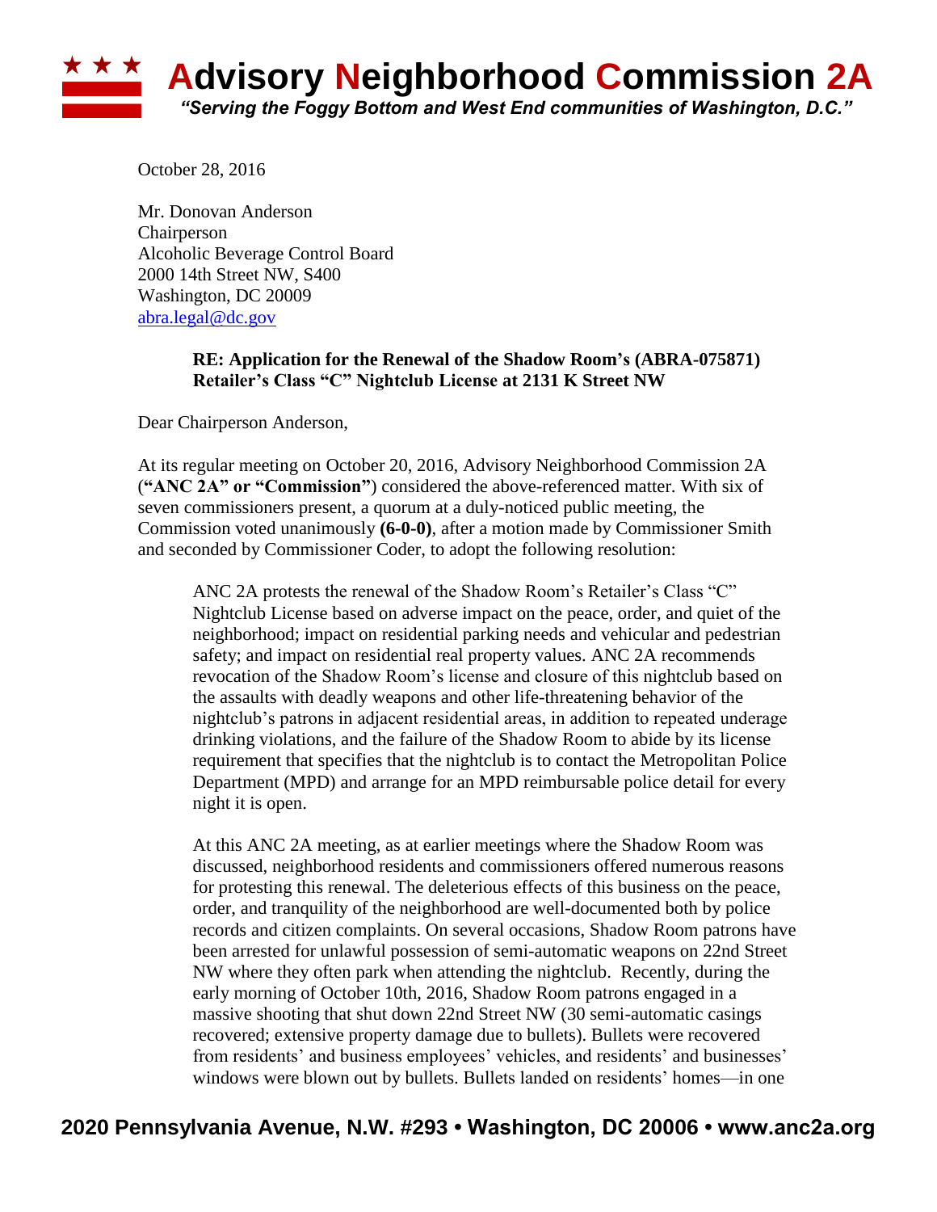# Advisory Neighborhood Commission 2A

*"Serving the Foggy Bottom and West End communities of Washington, D.C."*

October 28, 2016

Mr. Donovan Anderson
Chairperson
Alcoholic Beverage Control Board
2000 14th Street NW, S400
Washington, DC 20009
abra.legal@dc.gov

**RE: Application for the Renewal of the Shadow Room's (ABRA-075871) Retailer's Class "C" Nightclub License at 2131 K Street NW**

Dear Chairperson Anderson,

At its regular meeting on October 20, 2016, Advisory Neighborhood Commission 2A (**"ANC 2A" or "Commission"**) considered the above-referenced matter. With six of seven commissioners present, a quorum at a duly-noticed public meeting, the Commission voted unanimously **(6-0-0)**, after a motion made by Commissioner Smith and seconded by Commissioner Coder, to adopt the following resolution:

> ANC 2A protests the renewal of the Shadow Room's Retailer's Class "C" Nightclub License based on adverse impact on the peace, order, and quiet of the neighborhood; impact on residential parking needs and vehicular and pedestrian safety; and impact on residential real property values. ANC 2A recommends revocation of the Shadow Room's license and closure of this nightclub based on the assaults with deadly weapons and other life-threatening behavior of the nightclub's patrons in adjacent residential areas, in addition to repeated underage drinking violations, and the failure of the Shadow Room to abide by its license requirement that specifies that the nightclub is to contact the Metropolitan Police Department (MPD) and arrange for an MPD reimbursable police detail for every night it is open.
>
> At this ANC 2A meeting, as at earlier meetings where the Shadow Room was discussed, neighborhood residents and commissioners offered numerous reasons for protesting this renewal. The deleterious effects of this business on the peace, order, and tranquility of the neighborhood are well-documented both by police records and citizen complaints. On several occasions, Shadow Room patrons have been arrested for unlawful possession of semi-automatic weapons on 22nd Street NW where they often park when attending the nightclub. Recently, during the early morning of October 10th, 2016, Shadow Room patrons engaged in a massive shooting that shut down 22nd Street NW (30 semi-automatic casings recovered; extensive property damage due to bullets). Bullets were recovered from residents' and business employees' vehicles, and residents' and businesses' windows were blown out by bullets. Bullets landed on residents' homes—in one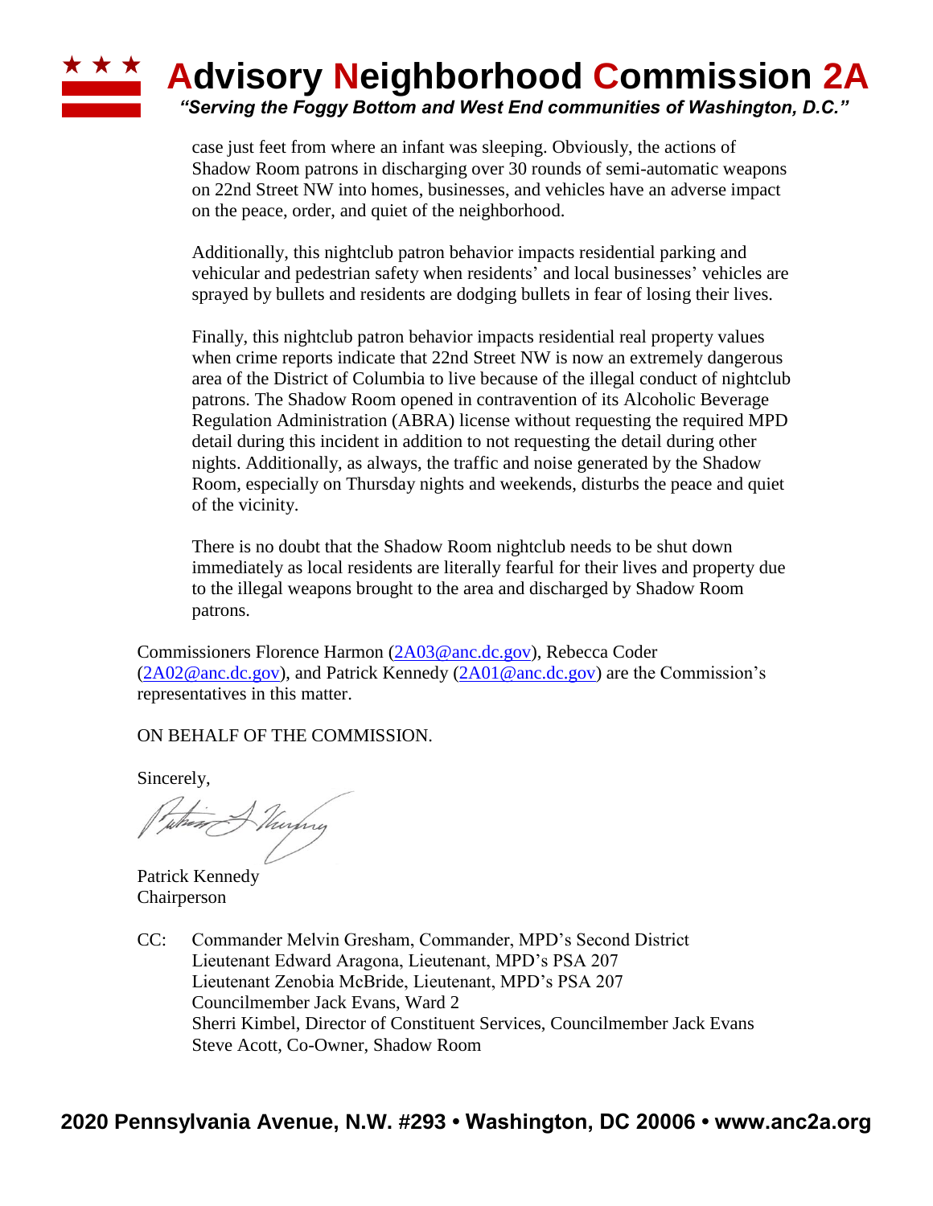case just feet from where an infant was sleeping. Obviously, the actions of Shadow Room patrons in discharging over 30 rounds of semi-automatic weapons on 22nd Street NW into homes, businesses, and vehicles have an adverse impact on the peace, order, and quiet of the neighborhood.

Additionally, this nightclub patron behavior impacts residential parking and vehicular and pedestrian safety when residents' and local businesses' vehicles are sprayed by bullets and residents are dodging bullets in fear of losing their lives.

Finally, this nightclub patron behavior impacts residential real property values when crime reports indicate that 22nd Street NW is now an extremely dangerous area of the District of Columbia to live because of the illegal conduct of nightclub patrons. The Shadow Room opened in contravention of its Alcoholic Beverage Regulation Administration (ABRA) license without requesting the required MPD detail during this incident in addition to not requesting the detail during other nights. Additionally, as always, the traffic and noise generated by the Shadow Room, especially on Thursday nights and weekends, disturbs the peace and quiet of the vicinity.

There is no doubt that the Shadow Room nightclub needs to be shut down immediately as local residents are literally fearful for their lives and property due to the illegal weapons brought to the area and discharged by Shadow Room patrons.

Commissioners Florence Harmon (2A03@anc.dc.gov), Rebecca Coder (2A02@anc.dc.gov), and Patrick Kennedy (2A01@anc.dc.gov) are the Commission's representatives in this matter.

ON BEHALF OF THE COMMISSION.

Sincerely,

Patrick Kennedy
Chairperson

CC: Commander Melvin Gresham, Commander, MPD's Second District
Lieutenant Edward Aragona, Lieutenant, MPD's PSA 207
Lieutenant Zenobia McBride, Lieutenant, MPD's PSA 207
Councilmember Jack Evans, Ward 2
Sherri Kimbel, Director of Constituent Services, Councilmember Jack Evans
Steve Acott, Co-Owner, Shadow Room